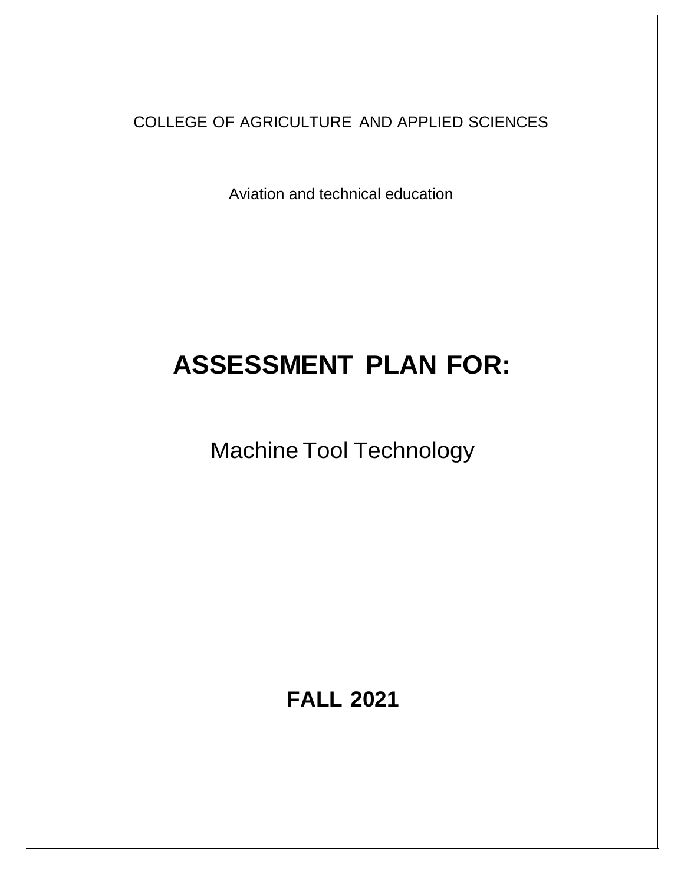COLLEGE OF AGRICULTURE AND APPLIED SCIENCES

Aviation and technical education

# ASSESSMENT PLAN FOR:

## Machine Tool Technology

**FALL 2021**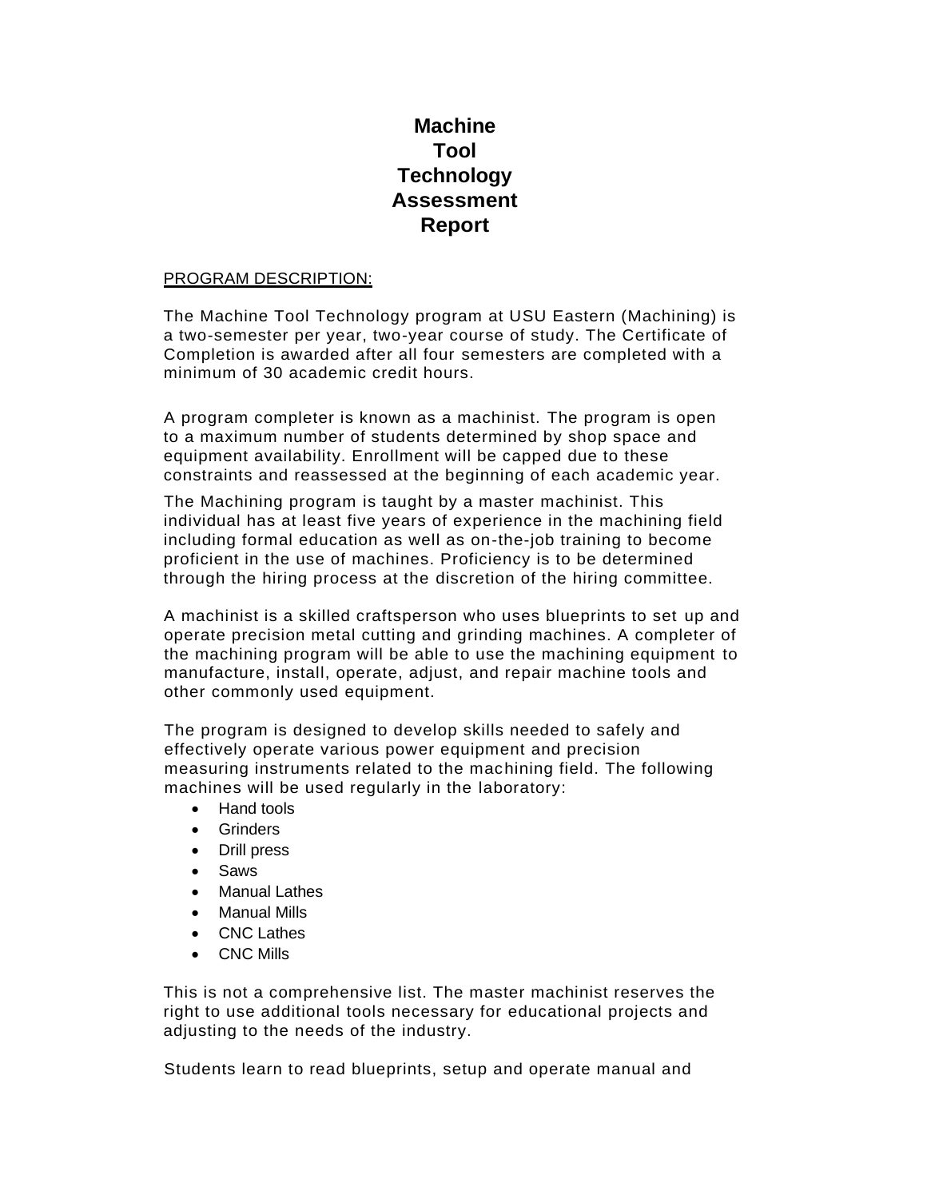# Machine Tool Technology Assessment Report

PROGRAM DESCRIPTION:

The Machine Tool Technology program at USU Eastern (Machining) is a two-semester per year, two-year course of study. The Certificate of Completion is awarded after all four semesters are completed with a minimum of 30 academic credit hours.

A program completer is known as a machinist. The program is open to a maximum number of students determined by shop space and equipment availability. Enrollment will be capped due to these constraints and reassessed at the beginning of each academic year.

The Machining program is taught by a master machinist. This individual has at least five years of experience in the machining field including formal education as well as on-the-job training to become proficient in the use of machines. Proficiency is to be determined through the hiring process at the discretion of the hiring committee.

A machinist is a skilled craftsperson who uses blueprints to set up and operate precision metal cutting and grinding machines. A completer of the machining program will be able to use the machining equipment to manufacture, install, operate, adjust, and repair machine tools and other commonly used equipment.

The program is designed to develop skills needed to safely and effectively operate various power equipment and precision measuring instruments related to the machining field. The following machines will be used regularly in the laboratory:

- Hand tools
- Grinders
- Drill press
- Saws
- Manual Lathes
- Manual Mills
- CNC Lathes
- CNC Mills

This is not a comprehensive list. The master machinist reserves the right to use additional tools necessary for educational projects and adjusting to the needs of the industry.

Students learn to read blueprints, setup and operate manual and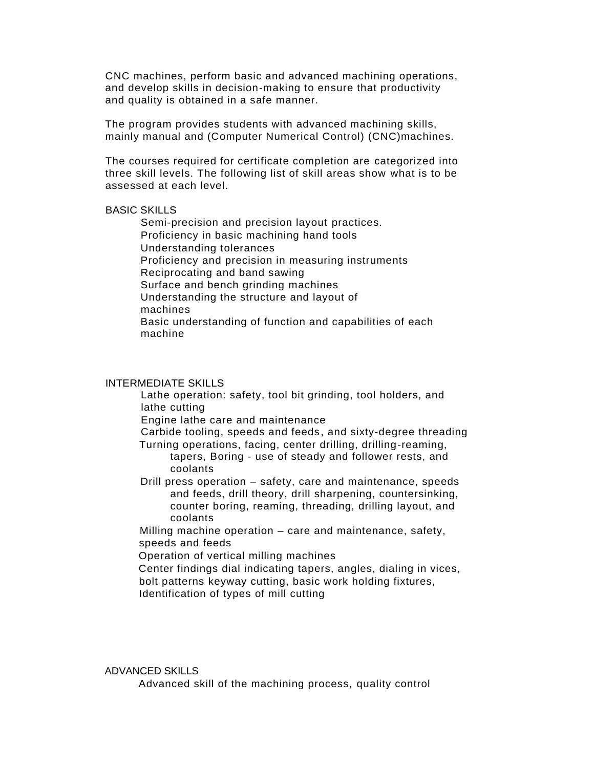CNC machines, perform basic and advanced machining operations, and develop skills in decision-making to ensure that productivity and quality is obtained in a safe manner.

The program provides students with advanced machining skills, mainly manual and (Computer Numerical Control) (CNC)machines.

The courses required for certificate completion are categorized into three skill levels. The following list of skill areas show what is to be assessed at each level.

BASIC SKILLS

- Semi-precision and precision layout practices.
- Proficiency in basic machining hand tools
- Understanding tolerances
- Proficiency and precision in measuring instruments
- Reciprocating and band sawing
- Surface and bench grinding machines
- Understanding the structure and layout of machines
- Basic understanding of function and capabilities of each machine

INTERMEDIATE SKILLS

- Lathe operation: safety, tool bit grinding, tool holders, and lathe cutting
- Engine lathe care and maintenance
- Carbide tooling, speeds and feeds, and sixty-degree threading
- Turning operations, facing, center drilling, drilling-reaming, tapers, Boring - use of steady and follower rests, and coolants
- Drill press operation – safety, care and maintenance, speeds and feeds, drill theory, drill sharpening, countersinking, counter boring, reaming, threading, drilling layout, and coolants
- Milling machine operation – care and maintenance, safety, speeds and feeds
- Operation of vertical milling machines
- Center findings dial indicating tapers, angles, dialing in vices, bolt patterns keyway cutting, basic work holding fixtures, Identification of types of mill cutting

ADVANCED SKILLS

- Advanced skill of the machining process, quality control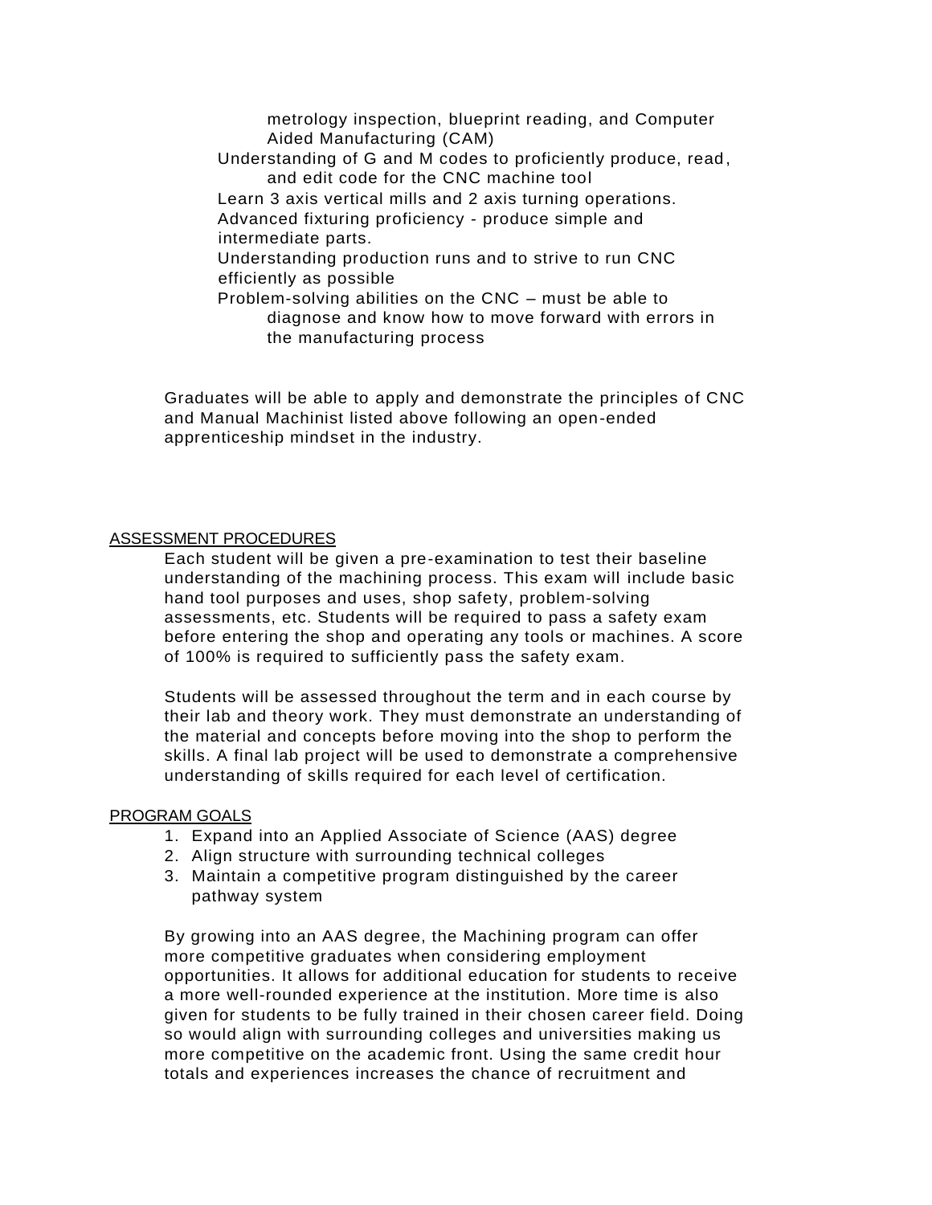metrology inspection, blueprint reading, and Computer Aided Manufacturing (CAM)

- Understanding of G and M codes to proficiently produce, read, and edit code for the CNC machine tool
- Learn 3 axis vertical mills and 2 axis turning operations.
- Advanced fixturing proficiency - produce simple and intermediate parts.
- Understanding production runs and to strive to run CNC efficiently as possible
- Problem-solving abilities on the CNC – must be able to diagnose and know how to move forward with errors in the manufacturing process

Graduates will be able to apply and demonstrate the principles of CNC and Manual Machinist listed above following an open-ended apprenticeship mindset in the industry.

## ASSESSMENT PROCEDURES

Each student will be given a pre-examination to test their baseline understanding of the machining process. This exam will include basic hand tool purposes and uses, shop safety, problem-solving assessments, etc. Students will be required to pass a safety exam before entering the shop and operating any tools or machines. A score of 100% is required to sufficiently pass the safety exam.

Students will be assessed throughout the term and in each course by their lab and theory work. They must demonstrate an understanding of the material and concepts before moving into the shop to perform the skills. A final lab project will be used to demonstrate a comprehensive understanding of skills required for each level of certification.

## PROGRAM GOALS

1. Expand into an Applied Associate of Science (AAS) degree
2. Align structure with surrounding technical colleges
3. Maintain a competitive program distinguished by the career pathway system

By growing into an AAS degree, the Machining program can offer more competitive graduates when considering employment opportunities. It allows for additional education for students to receive a more well-rounded experience at the institution. More time is also given for students to be fully trained in their chosen career field. Doing so would align with surrounding colleges and universities making us more competitive on the academic front. Using the same credit hour totals and experiences increases the chance of recruitment and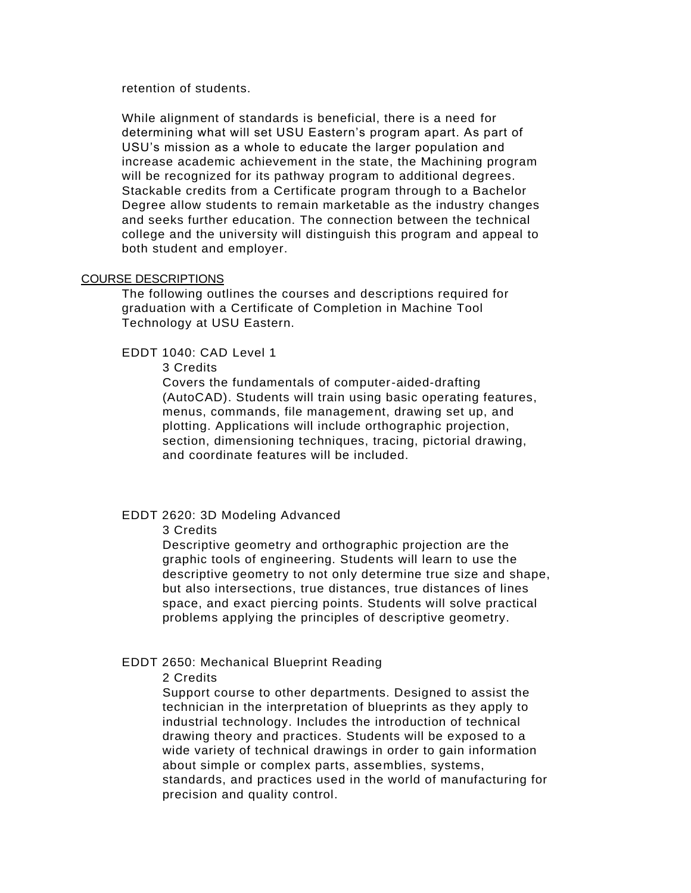retention of students.

While alignment of standards is beneficial, there is a need for determining what will set USU Eastern's program apart. As part of USU's mission as a whole to educate the larger population and increase academic achievement in the state, the Machining program will be recognized for its pathway program to additional degrees. Stackable credits from a Certificate program through to a Bachelor Degree allow students to remain marketable as the industry changes and seeks further education. The connection between the technical college and the university will distinguish this program and appeal to both student and employer.

## COURSE DESCRIPTIONS

The following outlines the courses and descriptions required for graduation with a Certificate of Completion in Machine Tool Technology at USU Eastern.

EDDT 1040: CAD Level 1

3 Credits

Covers the fundamentals of computer-aided-drafting (AutoCAD). Students will train using basic operating features, menus, commands, file management, drawing set up, and plotting. Applications will include orthographic projection, section, dimensioning techniques, tracing, pictorial drawing, and coordinate features will be included.

EDDT 2620: 3D Modeling Advanced

3 Credits

Descriptive geometry and orthographic projection are the graphic tools of engineering. Students will learn to use the descriptive geometry to not only determine true size and shape, but also intersections, true distances, true distances of lines space, and exact piercing points. Students will solve practical problems applying the principles of descriptive geometry.

EDDT 2650: Mechanical Blueprint Reading

2 Credits

Support course to other departments. Designed to assist the technician in the interpretation of blueprints as they apply to industrial technology. Includes the introduction of technical drawing theory and practices. Students will be exposed to a wide variety of technical drawings in order to gain information about simple or complex parts, assemblies, systems, standards, and practices used in the world of manufacturing for precision and quality control.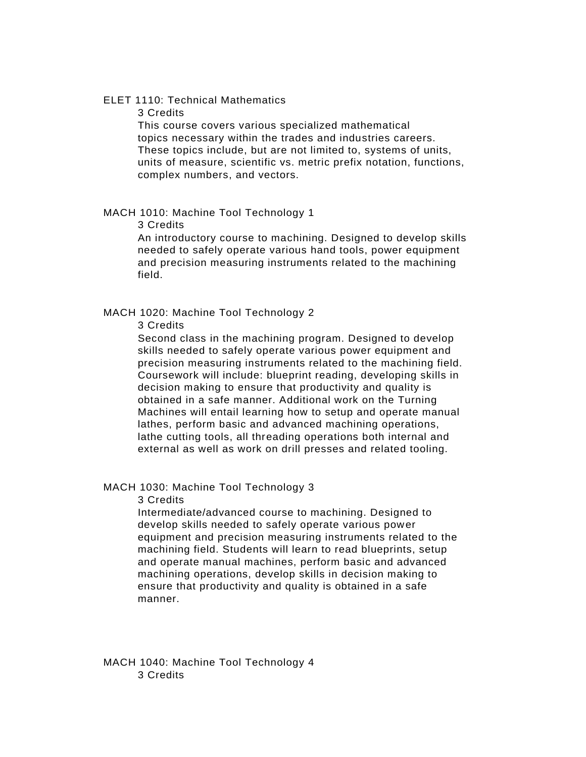ELET 1110: Technical Mathematics

3 Credits

This course covers various specialized mathematical topics necessary within the trades and industries careers. These topics include, but are not limited to, systems of units, units of measure, scientific vs. metric prefix notation, functions, complex numbers, and vectors.

MACH 1010: Machine Tool Technology 1

3 Credits

An introductory course to machining. Designed to develop skills needed to safely operate various hand tools, power equipment and precision measuring instruments related to the machining field.

MACH 1020: Machine Tool Technology 2

3 Credits

Second class in the machining program. Designed to develop skills needed to safely operate various power equipment and precision measuring instruments related to the machining field. Coursework will include: blueprint reading, developing skills in decision making to ensure that productivity and quality is obtained in a safe manner. Additional work on the Turning Machines will entail learning how to setup and operate manual lathes, perform basic and advanced machining operations, lathe cutting tools, all threading operations both internal and external as well as work on drill presses and related tooling.

MACH 1030: Machine Tool Technology 3

3 Credits

Intermediate/advanced course to machining. Designed to develop skills needed to safely operate various power equipment and precision measuring instruments related to the machining field. Students will learn to read blueprints, setup and operate manual machines, perform basic and advanced machining operations, develop skills in decision making to ensure that productivity and quality is obtained in a safe manner.

MACH 1040: Machine Tool Technology 4

3 Credits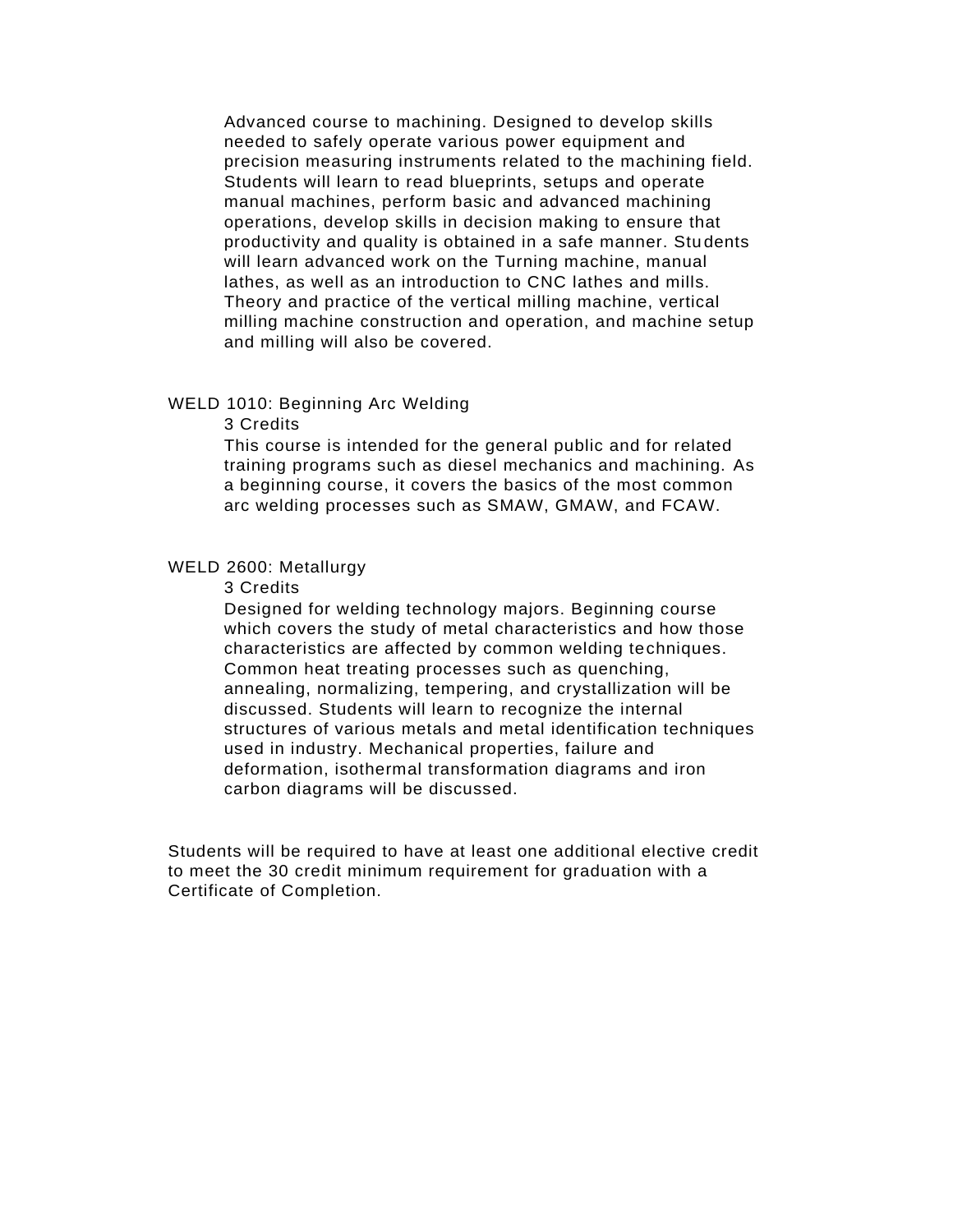Advanced course to machining. Designed to develop skills needed to safely operate various power equipment and precision measuring instruments related to the machining field. Students will learn to read blueprints, setups and operate manual machines, perform basic and advanced machining operations, develop skills in decision making to ensure that productivity and quality is obtained in a safe manner. Students will learn advanced work on the Turning machine, manual lathes, as well as an introduction to CNC lathes and mills. Theory and practice of the vertical milling machine, vertical milling machine construction and operation, and machine setup and milling will also be covered.

WELD 1010: Beginning Arc Welding

3 Credits

This course is intended for the general public and for related training programs such as diesel mechanics and machining. As a beginning course, it covers the basics of the most common arc welding processes such as SMAW, GMAW, and FCAW.

WELD 2600: Metallurgy

3 Credits

Designed for welding technology majors. Beginning course which covers the study of metal characteristics and how those characteristics are affected by common welding techniques. Common heat treating processes such as quenching, annealing, normalizing, tempering, and crystallization will be discussed. Students will learn to recognize the internal structures of various metals and metal identification techniques used in industry. Mechanical properties, failure and deformation, isothermal transformation diagrams and iron carbon diagrams will be discussed.

Students will be required to have at least one additional elective credit to meet the 30 credit minimum requirement for graduation with a Certificate of Completion.